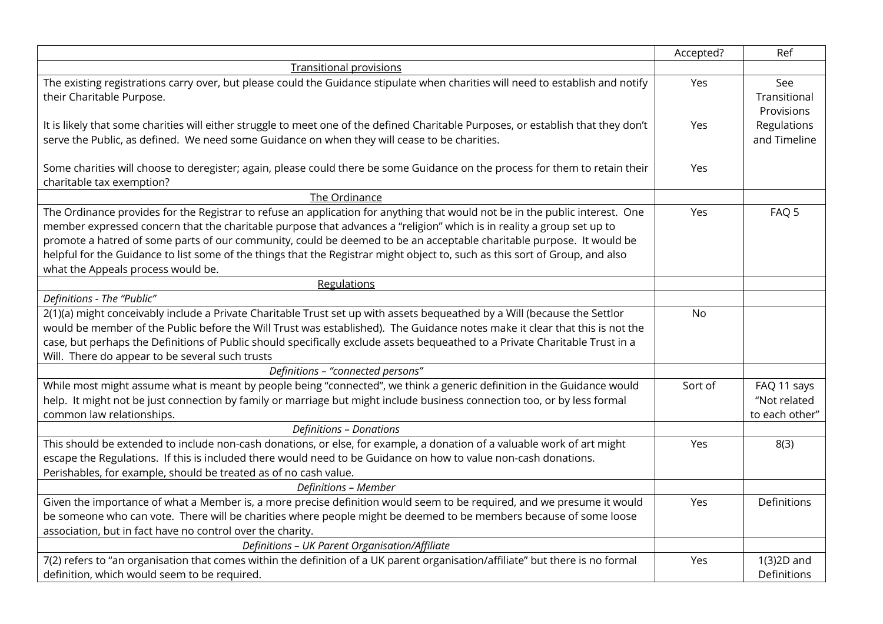| | Accepted? | Ref |
|---|---|---|
| Transitional provisions | | |
| The existing registrations carry over, but please could the Guidance stipulate when charities will need to establish and notify their Charitable Purpose.<br><br>It is likely that some charities will either struggle to meet one of the defined Charitable Purposes, or establish that they don't serve the Public, as defined. We need some Guidance on when they will cease to be charities.<br><br>Some charities will choose to deregister; again, please could there be some Guidance on the process for them to retain their charitable tax exemption? | Yes<br><br>Yes<br><br>Yes | See Transitional Provisions Regulations and Timeline |
| The Ordinance | | |
| The Ordinance provides for the Registrar to refuse an application for anything that would not be in the public interest. One member expressed concern that the charitable purpose that advances a "religion" which is in reality a group set up to promote a hatred of some parts of our community, could be deemed to be an acceptable charitable purpose. It would be helpful for the Guidance to list some of the things that the Registrar might object to, such as this sort of Group, and also what the Appeals process would be. | Yes | FAQ 5 |
| Regulations | | |
| *Definitions - The "Public"* | | |
| 2(1)(a) might conceivably include a Private Charitable Trust set up with assets bequeathed by a Will (because the Settlor would be member of the Public before the Will Trust was established). The Guidance notes make it clear that this is not the case, but perhaps the Definitions of Public should specifically exclude assets bequeathed to a Private Charitable Trust in a Will. There do appear to be several such trusts | No | |
| *Definitions – "connected persons"* | | |
| While most might assume what is meant by people being "connected", we think a generic definition in the Guidance would help. It might not be just connection by family or marriage but might include business connection too, or by less formal common law relationships. | Sort of | FAQ 11 says "Not related to each other" |
| *Definitions – Donations* | | |
| This should be extended to include non-cash donations, or else, for example, a donation of a valuable work of art might escape the Regulations. If this is included there would need to be Guidance on how to value non-cash donations. Perishables, for example, should be treated as of no cash value. | Yes | 8(3) |
| *Definitions – Member* | | |
| Given the importance of what a Member is, a more precise definition would seem to be required, and we presume it would be someone who can vote. There will be charities where people might be deemed to be members because of some loose association, but in fact have no control over the charity. | Yes | Definitions |
| *Definitions – UK Parent Organisation/Affiliate* | | |
| 7(2) refers to "an organisation that comes within the definition of a UK parent organisation/affiliate" but there is no formal definition, which would seem to be required. | Yes | 1(3)2D and Definitions |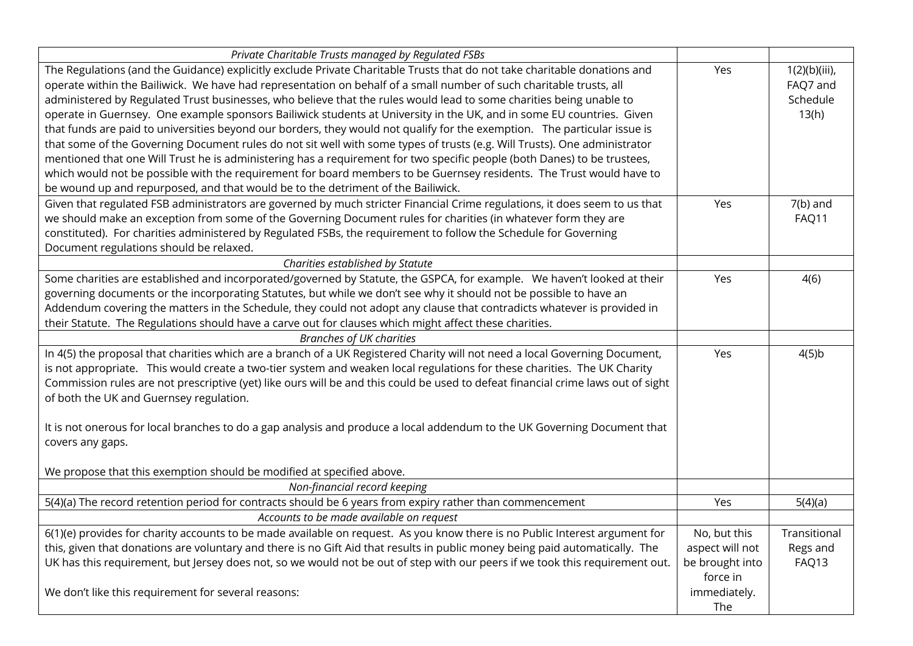| *Private Charitable Trusts managed by Regulated FSBs* | | |
|---|---|---|
| The Regulations (and the Guidance) explicitly exclude Private Charitable Trusts that do not take charitable donations and operate within the Bailiwick. We have had representation on behalf of a small number of such charitable trusts, all administered by Regulated Trust businesses, who believe that the rules would lead to some charities being unable to operate in Guernsey. One example sponsors Bailiwick students at University in the UK, and in some EU countries. Given that funds are paid to universities beyond our borders, they would not qualify for the exemption. The particular issue is that some of the Governing Document rules do not sit well with some types of trusts (e.g. Will Trusts). One administrator mentioned that one Will Trust he is administering has a requirement for two specific people (both Danes) to be trustees, which would not be possible with the requirement for board members to be Guernsey residents. The Trust would have to be wound up and repurposed, and that would be to the detriment of the Bailiwick. | Yes | 1(2)(b)(iii), FAQ7 and Schedule 13(h) |
| Given that regulated FSB administrators are governed by much stricter Financial Crime regulations, it does seem to us that we should make an exception from some of the Governing Document rules for charities (in whatever form they are constituted). For charities administered by Regulated FSBs, the requirement to follow the Schedule for Governing Document regulations should be relaxed. | Yes | 7(b) and FAQ11 |
| *Charities established by Statute* | | |
| Some charities are established and incorporated/governed by Statute, the GSPCA, for example. We haven't looked at their governing documents or the incorporating Statutes, but while we don't see why it should not be possible to have an Addendum covering the matters in the Schedule, they could not adopt any clause that contradicts whatever is provided in their Statute. The Regulations should have a carve out for clauses which might affect these charities. | Yes | 4(6) |
| *Branches of UK charities* | | |
| In 4(5) the proposal that charities which are a branch of a UK Registered Charity will not need a local Governing Document, is not appropriate. This would create a two-tier system and weaken local regulations for these charities. The UK Charity Commission rules are not prescriptive (yet) like ours will be and this could be used to defeat financial crime laws out of sight of both the UK and Guernsey regulation.<br><br>It is not onerous for local branches to do a gap analysis and produce a local addendum to the UK Governing Document that covers any gaps.<br><br>We propose that this exemption should be modified at specified above. | Yes | 4(5)b |
| *Non-financial record keeping* | | |
| 5(4)(a) The record retention period for contracts should be 6 years from expiry rather than commencement | Yes | 5(4)(a) |
| *Accounts to be made available on request* | | |
| 6(1)(e) provides for charity accounts to be made available on request. As you know there is no Public Interest argument for this, given that donations are voluntary and there is no Gift Aid that results in public money being paid automatically. The UK has this requirement, but Jersey does not, so we would not be out of step with our peers if we took this requirement out.<br><br>We don't like this requirement for several reasons: | No, but this aspect will not be brought into force in immediately. The | Transitional Regs and FAQ13 |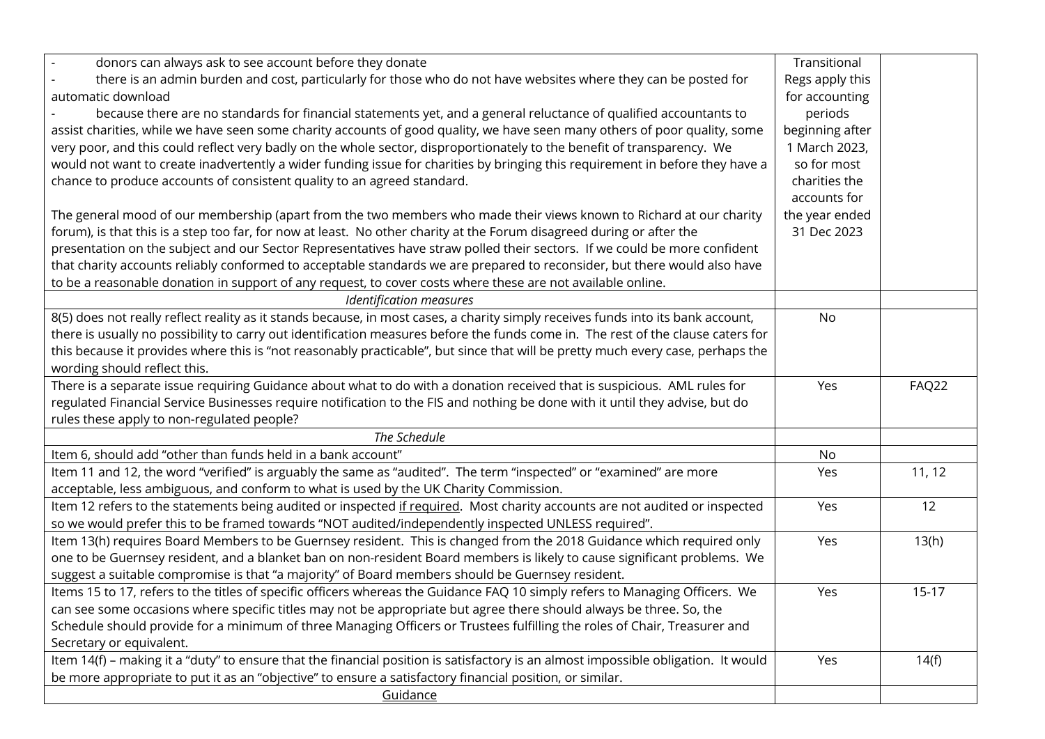| | | |
|---|---|---|
| - donors can always ask to see account before they donate<br>- there is an admin burden and cost, particularly for those who do not have websites where they can be posted for automatic download<br>- because there are no standards for financial statements yet, and a general reluctance of qualified accountants to assist charities, while we have seen some charity accounts of good quality, we have seen many others of poor quality, some very poor, and this could reflect very badly on the whole sector, disproportionately to the benefit of transparency. We would not want to create inadvertently a wider funding issue for charities by bringing this requirement in before they have a chance to produce accounts of consistent quality to an agreed standard.<br><br>The general mood of our membership (apart from the two members who made their views known to Richard at our charity forum), is that this is a step too far, for now at least. No other charity at the Forum disagreed during or after the presentation on the subject and our Sector Representatives have straw polled their sectors. If we could be more confident that charity accounts reliably conformed to acceptable standards we are prepared to reconsider, but there would also have to be a reasonable donation in support of any request, to cover costs where these are not available online. | Transitional Regs apply this for accounting periods beginning after 1 March 2023, so for most charities the accounts for the year ended 31 Dec 2023 | |
| *Identification measures* | | |
| 8(5) does not really reflect reality as it stands because, in most cases, a charity simply receives funds into its bank account, there is usually no possibility to carry out identification measures before the funds come in. The rest of the clause caters for this because it provides where this is "not reasonably practicable", but since that will be pretty much every case, perhaps the wording should reflect this. | No | |
| There is a separate issue requiring Guidance about what to do with a donation received that is suspicious. AML rules for regulated Financial Service Businesses require notification to the FIS and nothing be done with it until they advise, but do rules these apply to non-regulated people? | Yes | FAQ22 |
| *The Schedule* | | |
| Item 6, should add "other than funds held in a bank account" | No | |
| Item 11 and 12, the word "verified" is arguably the same as "audited". The term "inspected" or "examined" are more acceptable, less ambiguous, and conform to what is used by the UK Charity Commission. | Yes | 11, 12 |
| Item 12 refers to the statements being audited or inspected <u>if required</u>. Most charity accounts are not audited or inspected so we would prefer this to be framed towards "NOT audited/independently inspected UNLESS required". | Yes | 12 |
| Item 13(h) requires Board Members to be Guernsey resident. This is changed from the 2018 Guidance which required only one to be Guernsey resident, and a blanket ban on non-resident Board members is likely to cause significant problems. We suggest a suitable compromise is that "a majority" of Board members should be Guernsey resident. | Yes | 13(h) |
| Items 15 to 17, refers to the titles of specific officers whereas the Guidance FAQ 10 simply refers to Managing Officers. We can see some occasions where specific titles may not be appropriate but agree there should always be three. So, the Schedule should provide for a minimum of three Managing Officers or Trustees fulfilling the roles of Chair, Treasurer and Secretary or equivalent. | Yes | 15-17 |
| Item 14(f) – making it a "duty" to ensure that the financial position is satisfactory is an almost impossible obligation. It would be more appropriate to put it as an "objective" to ensure a satisfactory financial position, or similar. | Yes | 14(f) |
| <u>Guidance</u> | | |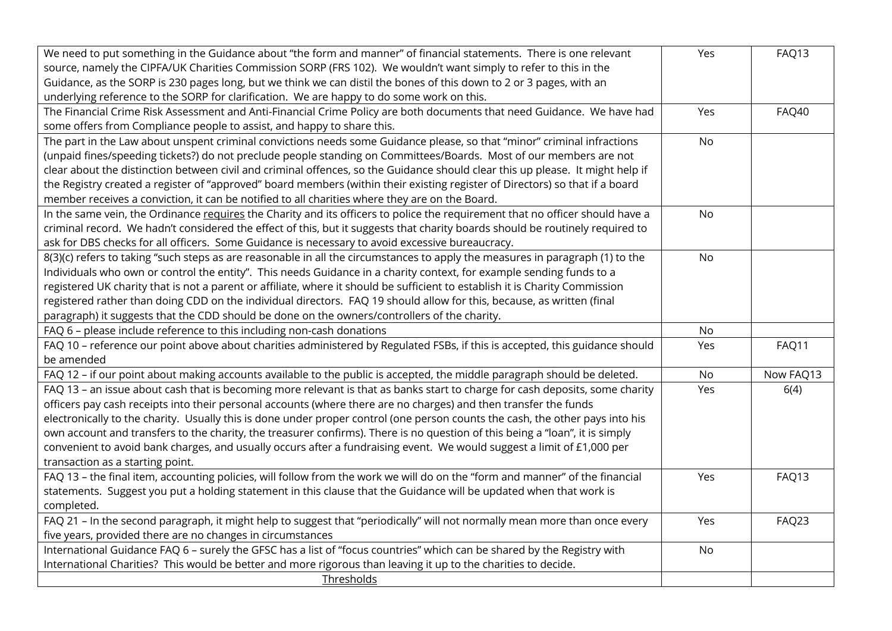| | | |
|---|---|---|
| We need to put something in the Guidance about "the form and manner" of financial statements. There is one relevant source, namely the CIPFA/UK Charities Commission SORP (FRS 102). We wouldn't want simply to refer to this in the Guidance, as the SORP is 230 pages long, but we think we can distil the bones of this down to 2 or 3 pages, with an underlying reference to the SORP for clarification. We are happy to do some work on this. | Yes | FAQ13 |
| The Financial Crime Risk Assessment and Anti-Financial Crime Policy are both documents that need Guidance. We have had some offers from Compliance people to assist, and happy to share this. | Yes | FAQ40 |
| The part in the Law about unspent criminal convictions needs some Guidance please, so that "minor" criminal infractions (unpaid fines/speeding tickets?) do not preclude people standing on Committees/Boards. Most of our members are not clear about the distinction between civil and criminal offences, so the Guidance should clear this up please. It might help if the Registry created a register of "approved" board members (within their existing register of Directors) so that if a board member receives a conviction, it can be notified to all charities where they are on the Board. | No | |
| In the same vein, the Ordinance requires the Charity and its officers to police the requirement that no officer should have a criminal record. We hadn't considered the effect of this, but it suggests that charity boards should be routinely required to ask for DBS checks for all officers. Some Guidance is necessary to avoid excessive bureaucracy. | No | |
| 8(3)(c) refers to taking "such steps as are reasonable in all the circumstances to apply the measures in paragraph (1) to the Individuals who own or control the entity". This needs Guidance in a charity context, for example sending funds to a registered UK charity that is not a parent or affiliate, where it should be sufficient to establish it is Charity Commission registered rather than doing CDD on the individual directors. FAQ 19 should allow for this, because, as written (final paragraph) it suggests that the CDD should be done on the owners/controllers of the charity. | No | |
| FAQ 6 – please include reference to this including non-cash donations | No | |
| FAQ 10 – reference our point above about charities administered by Regulated FSBs, if this is accepted, this guidance should be amended | Yes | FAQ11 |
| FAQ 12 – if our point about making accounts available to the public is accepted, the middle paragraph should be deleted. | No | Now FAQ13 |
| FAQ 13 – an issue about cash that is becoming more relevant is that as banks start to charge for cash deposits, some charity officers pay cash receipts into their personal accounts (where there are no charges) and then transfer the funds electronically to the charity. Usually this is done under proper control (one person counts the cash, the other pays into his own account and transfers to the charity, the treasurer confirms). There is no question of this being a "loan", it is simply convenient to avoid bank charges, and usually occurs after a fundraising event. We would suggest a limit of £1,000 per transaction as a starting point. | Yes | 6(4) |
| FAQ 13 – the final item, accounting policies, will follow from the work we will do on the "form and manner" of the financial statements. Suggest you put a holding statement in this clause that the Guidance will be updated when that work is completed. | Yes | FAQ13 |
| FAQ 21 – In the second paragraph, it might help to suggest that "periodically" will not normally mean more than once every five years, provided there are no changes in circumstances | Yes | FAQ23 |
| International Guidance FAQ 6 – surely the GFSC has a list of "focus countries" which can be shared by the Registry with International Charities? This would be better and more rigorous than leaving it up to the charities to decide. | No | |
| Thresholds | | |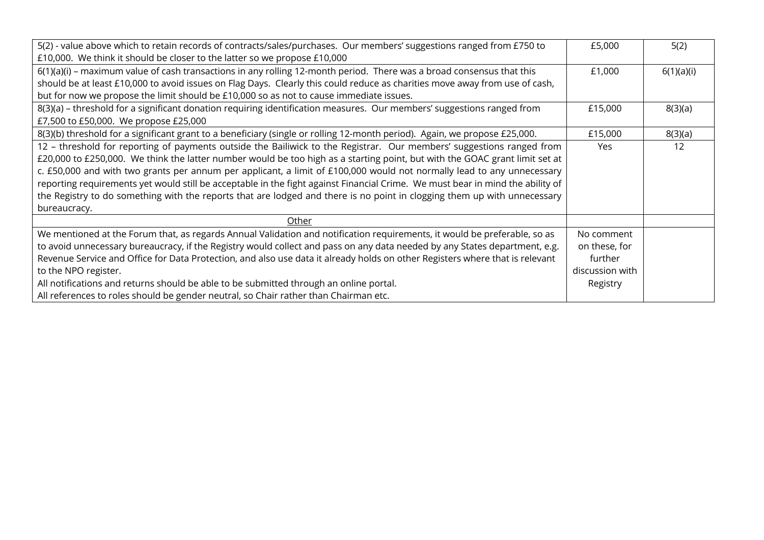| | | |
|---|---|---|
| 5(2) - value above which to retain records of contracts/sales/purchases. Our members' suggestions ranged from £750 to £10,000. We think it should be closer to the latter so we propose £10,000 | £5,000 | 5(2) |
| 6(1)(a)(i) – maximum value of cash transactions in any rolling 12-month period. There was a broad consensus that this should be at least £10,000 to avoid issues on Flag Days. Clearly this could reduce as charities move away from use of cash, but for now we propose the limit should be £10,000 so as not to cause immediate issues. | £1,000 | 6(1)(a)(i) |
| 8(3)(a) – threshold for a significant donation requiring identification measures. Our members' suggestions ranged from £7,500 to £50,000. We propose £25,000 | £15,000 | 8(3)(a) |
| 8(3)(b) threshold for a significant grant to a beneficiary (single or rolling 12-month period). Again, we propose £25,000. | £15,000 | 8(3)(a) |
| 12 – threshold for reporting of payments outside the Bailiwick to the Registrar. Our members' suggestions ranged from £20,000 to £250,000. We think the latter number would be too high as a starting point, but with the GOAC grant limit set at c. £50,000 and with two grants per annum per applicant, a limit of £100,000 would not normally lead to any unnecessary reporting requirements yet would still be acceptable in the fight against Financial Crime. We must bear in mind the ability of the Registry to do something with the reports that are lodged and there is no point in clogging them up with unnecessary bureaucracy. | Yes | 12 |
| Other | | |
| We mentioned at the Forum that, as regards Annual Validation and notification requirements, it would be preferable, so as to avoid unnecessary bureaucracy, if the Registry would collect and pass on any data needed by any States department, e.g. Revenue Service and Office for Data Protection, and also use data it already holds on other Registers where that is relevant to the NPO register.<br>All notifications and returns should be able to be submitted through an online portal.<br>All references to roles should be gender neutral, so Chair rather than Chairman etc. | No comment on these, for further discussion with Registry | |